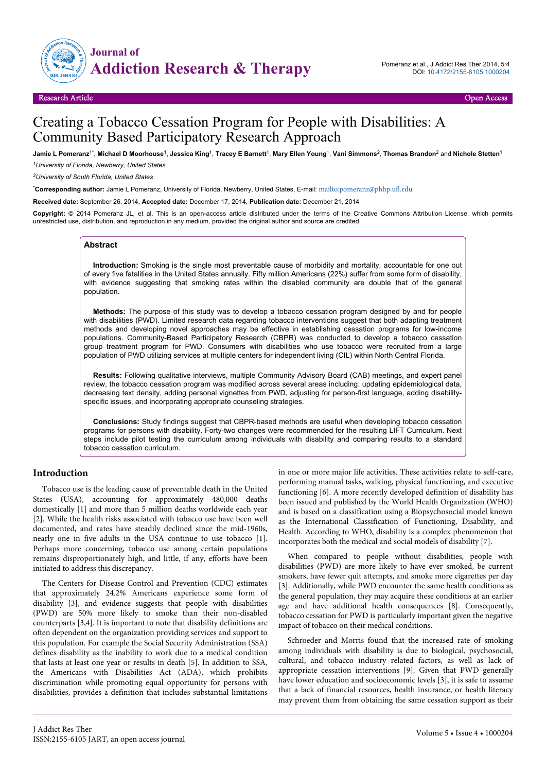Research Article | Open Access

# Creating a Tobacco Cessation Program for People with Disabilities: A Community Based Participatory Research Approach

**Jamie L Pomeranz**[1*], **Michael D Moorhouse**[1], **Jessica King**[1], **Tracey E Barnett**[1], **Mary Ellen Young**[1], **Vani Simmons**[2], **Thomas Brandon**[2] and **Nichole Stetten**[1]

[1]*University of Florida, Newberry, United States*

[2]*University of South Florida, United States*

[*]**Corresponding author:** Jamie L Pomeranz, University of Florida, Newberry, United States, E-mail: mailto:pomeranz@phhp.ufl.edu

**Received date:** September 26, 2014, **Accepted date:** December 17, 2014, **Publication date:** December 21, 2014

**Copyright:** © 2014 Pomeranz JL, et al. This is an open-access article distributed under the terms of the Creative Commons Attribution License, which permits unrestricted use, distribution, and reproduction in any medium, provided the original author and source are credited.

## Abstract

**Introduction:** Smoking is the single most preventable cause of morbidity and mortality, accountable for one out of every five fatalities in the United States annually. Fifty million Americans (22%) suffer from some form of disability, with evidence suggesting that smoking rates within the disabled community are double that of the general population.

**Methods:** The purpose of this study was to develop a tobacco cessation program designed by and for people with disabilities (PWD). Limited research data regarding tobacco interventions suggest that both adapting treatment methods and developing novel approaches may be effective in establishing cessation programs for low-income populations. Community-Based Participatory Research (CBPR) was conducted to develop a tobacco cessation group treatment program for PWD. Consumers with disabilities who use tobacco were recruited from a large population of PWD utilizing services at multiple centers for independent living (CIL) within North Central Florida.

**Results:** Following qualitative interviews, multiple Community Advisory Board (CAB) meetings, and expert panel review, the tobacco cessation program was modified across several areas including: updating epidemiological data, decreasing text density, adding personal vignettes from PWD, adjusting for person-first language, adding disability-specific issues, and incorporating appropriate counseling strategies.

**Conclusions:** Study findings suggest that CBPR-based methods are useful when developing tobacco cessation programs for persons with disability. Forty-two changes were recommended for the resulting LIFT Curriculum. Next steps include pilot testing the curriculum among individuals with disability and comparing results to a standard tobacco cessation curriculum.

## Introduction

Tobacco use is the leading cause of preventable death in the United States (USA), accounting for approximately 480,000 deaths domestically [1] and more than 5 million deaths worldwide each year [2]. While the health risks associated with tobacco use have been well documented, and rates have steadily declined since the mid-1960s, nearly one in five adults in the USA continue to use tobacco [1]. Perhaps more concerning, tobacco use among certain populations remains disproportionately high, and little, if any, efforts have been initiated to address this discrepancy.

The Centers for Disease Control and Prevention (CDC) estimates that approximately 24.2% Americans experience some form of disability [3], and evidence suggests that people with disabilities (PWD) are 50% more likely to smoke than their non-disabled counterparts [3,4]. It is important to note that disability definitions are often dependent on the organization providing services and support to this population. For example the Social Security Administration (SSA) defines disability as the inability to work due to a medical condition that lasts at least one year or results in death [5]. In addition to SSA, the Americans with Disabilities Act (ADA), which prohibits discrimination while promoting equal opportunity for persons with disabilities, provides a definition that includes substantial limitations in one or more major life activities. These activities relate to self-care, performing manual tasks, walking, physical functioning, and executive functioning [6]. A more recently developed definition of disability has been issued and published by the World Health Organization (WHO) and is based on a classification using a Biopsychosocial model known as the International Classification of Functioning, Disability, and Health. According to WHO, disability is a complex phenomenon that incorporates both the medical and social models of disability [7].

When compared to people without disabilities, people with disabilities (PWD) are more likely to have ever smoked, be current smokers, have fewer quit attempts, and smoke more cigarettes per day [3]. Additionally, while PWD encounter the same health conditions as the general population, they may acquire these conditions at an earlier age and have additional health consequences [8]. Consequently, tobacco cessation for PWD is particularly important given the negative impact of tobacco on their medical conditions.

Schroeder and Morris found that the increased rate of smoking among individuals with disability is due to biological, psychosocial, cultural, and tobacco industry related factors, as well as lack of appropriate cessation interventions [9]. Given that PWD generally have lower education and socioeconomic levels [3], it is safe to assume that a lack of financial resources, health insurance, or health literacy may prevent them from obtaining the same cessation support as their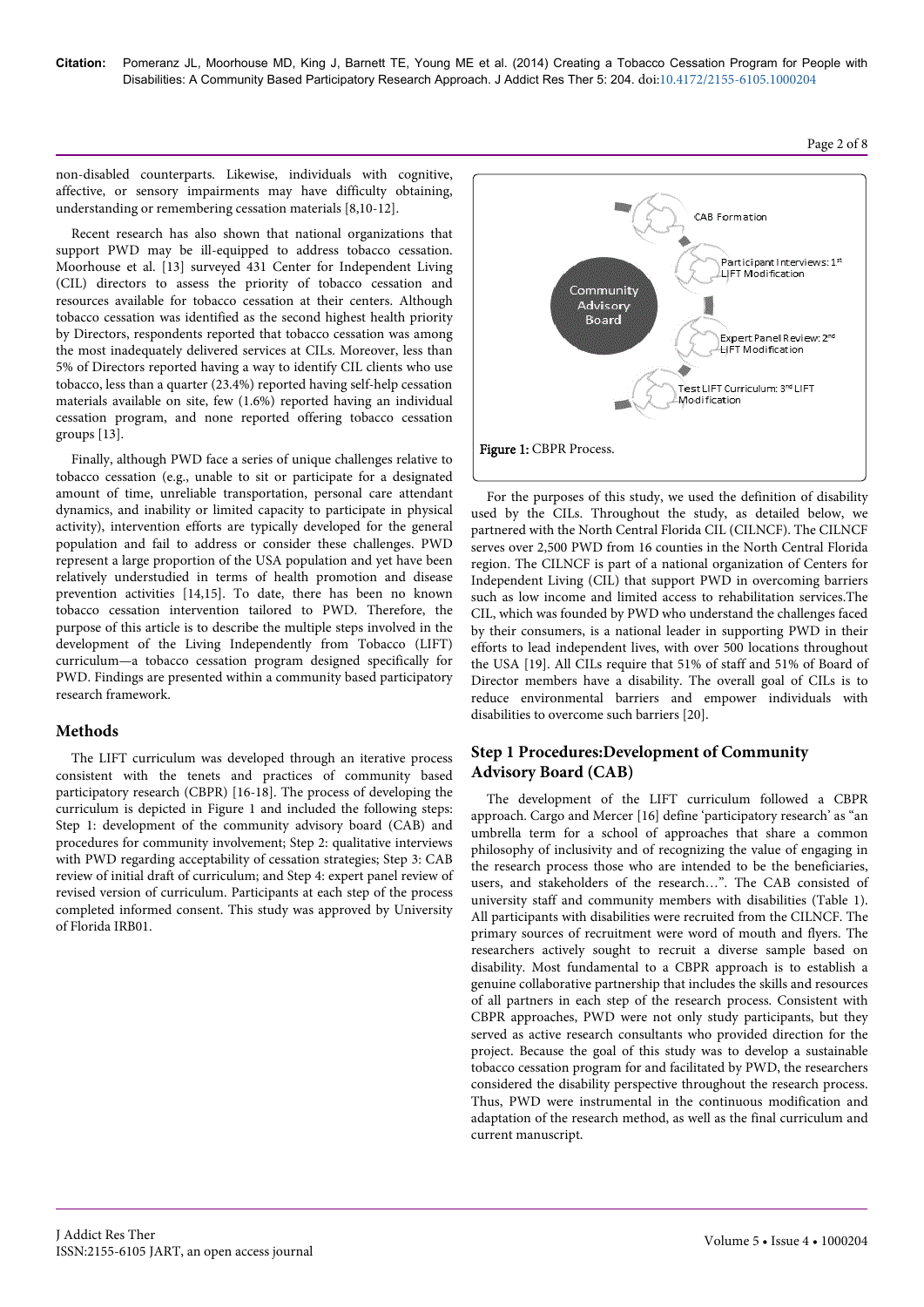non-disabled counterparts. Likewise, individuals with cognitive, affective, or sensory impairments may have difficulty obtaining, understanding or remembering cessation materials [8,10-12].

Recent research has also shown that national organizations that support PWD may be ill-equipped to address tobacco cessation. Moorhouse et al. [13] surveyed 431 Center for Independent Living (CIL) directors to assess the priority of tobacco cessation and resources available for tobacco cessation at their centers. Although tobacco cessation was identified as the second highest health priority by Directors, respondents reported that tobacco cessation was among the most inadequately delivered services at CILs. Moreover, less than 5% of Directors reported having a way to identify CIL clients who use tobacco, less than a quarter (23.4%) reported having self-help cessation materials available on site, few (1.6%) reported having an individual cessation program, and none reported offering tobacco cessation groups [13].

Finally, although PWD face a series of unique challenges relative to tobacco cessation (e.g., unable to sit or participate for a designated amount of time, unreliable transportation, personal care attendant dynamics, and inability or limited capacity to participate in physical activity), intervention efforts are typically developed for the general population and fail to address or consider these challenges. PWD represent a large proportion of the USA population and yet have been relatively understudied in terms of health promotion and disease prevention activities [14,15]. To date, there has been no known tobacco cessation intervention tailored to PWD. Therefore, the purpose of this article is to describe the multiple steps involved in the development of the Living Independently from Tobacco (LIFT) curriculum—a tobacco cessation program designed specifically for PWD. Findings are presented within a community based participatory research framework.

## Methods

The LIFT curriculum was developed through an iterative process consistent with the tenets and practices of community based participatory research (CBPR) [16-18]. The process of developing the curriculum is depicted in Figure 1 and included the following steps: Step 1: development of the community advisory board (CAB) and procedures for community involvement; Step 2: qualitative interviews with PWD regarding acceptability of cessation strategies; Step 3: CAB review of initial draft of curriculum; and Step 4: expert panel review of revised version of curriculum. Participants at each step of the process completed informed consent. This study was approved by University of Florida IRB01.

Community Advisory Board

CAB Formation

Participant Interviews: 1st LIFT Modification

Expert Panel Review: 2nd LIFT Modification

Test LIFT Curriculum: 3rd LIFT Modification

**Figure 1:** CBPR Process.

For the purposes of this study, we used the definition of disability used by the CILs. Throughout the study, as detailed below, we partnered with the North Central Florida CIL (CILNCF). The CILNCF serves over 2,500 PWD from 16 counties in the North Central Florida region. The CILNCF is part of a national organization of Centers for Independent Living (CIL) that support PWD in overcoming barriers such as low income and limited access to rehabilitation services.The CIL, which was founded by PWD who understand the challenges faced by their consumers, is a national leader in supporting PWD in their efforts to lead independent lives, with over 500 locations throughout the USA [19]. All CILs require that 51% of staff and 51% of Board of Director members have a disability. The overall goal of CILs is to reduce environmental barriers and empower individuals with disabilities to overcome such barriers [20].

## Step 1 Procedures:Development of Community Advisory Board (CAB)

The development of the LIFT curriculum followed a CBPR approach. Cargo and Mercer [16] define 'participatory research' as "an umbrella term for a school of approaches that share a common philosophy of inclusivity and of recognizing the value of engaging in the research process those who are intended to be the beneficiaries, users, and stakeholders of the research…". The CAB consisted of university staff and community members with disabilities (Table 1). All participants with disabilities were recruited from the CILNCF. The primary sources of recruitment were word of mouth and flyers. The researchers actively sought to recruit a diverse sample based on disability. Most fundamental to a CBPR approach is to establish a genuine collaborative partnership that includes the skills and resources of all partners in each step of the research process. Consistent with CBPR approaches, PWD were not only study participants, but they served as active research consultants who provided direction for the project. Because the goal of this study was to develop a sustainable tobacco cessation program for and facilitated by PWD, the researchers considered the disability perspective throughout the research process. Thus, PWD were instrumental in the continuous modification and adaptation of the research method, as well as the final curriculum and current manuscript.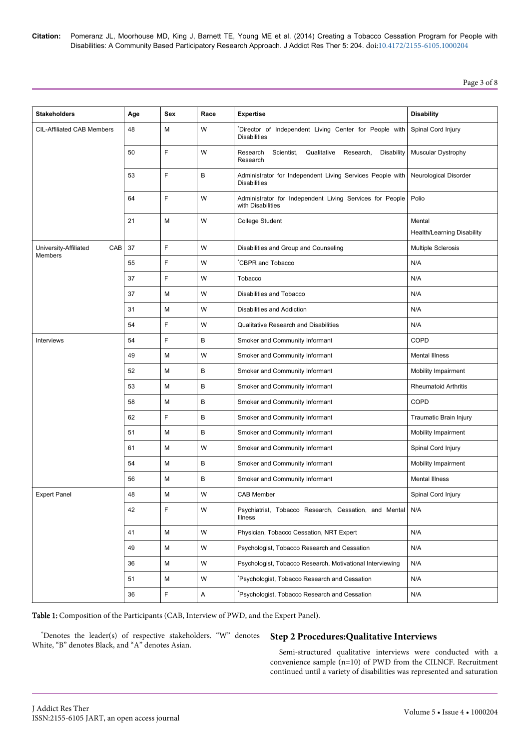| Stakeholders | Age | Sex | Race | Expertise | Disability |
|---|---|---|---|---|---|
| CIL-Affiliated CAB Members | 48 | M | W | *Director of Independent Living Center for People with Disabilities | Spinal Cord Injury |
| | 50 | F | W | Research Scientist, Qualitative Research, Disability Research | Muscular Dystrophy |
| | 53 | F | B | Administrator for Independent Living Services People with Disabilities | Neurological Disorder |
| | 64 | F | W | Administrator for Independent Living Services for People with Disabilities | Polio |
| | 21 | M | W | College Student | Mental Health/Learning Disability |
| University-Affiliated CAB Members | 37 | F | W | Disabilities and Group and Counseling | Multiple Sclerosis |
| | 55 | F | W | *CBPR and Tobacco | N/A |
| | 37 | F | W | Tobacco | N/A |
| | 37 | M | W | Disabilities and Tobacco | N/A |
| | 31 | M | W | Disabilities and Addiction | N/A |
| | 54 | F | W | Qualitative Research and Disabilities | N/A |
| Interviews | 54 | F | B | Smoker and Community Informant | COPD |
| | 49 | M | W | Smoker and Community Informant | Mental Illness |
| | 52 | M | B | Smoker and Community Informant | Mobility Impairment |
| | 53 | M | B | Smoker and Community Informant | Rheumatoid Arthritis |
| | 58 | M | B | Smoker and Community Informant | COPD |
| | 62 | F | B | Smoker and Community Informant | Traumatic Brain Injury |
| | 51 | M | B | Smoker and Community Informant | Mobility Impairment |
| | 61 | M | W | Smoker and Community Informant | Spinal Cord Injury |
| | 54 | M | B | Smoker and Community Informant | Mobility Impairment |
| | 56 | M | B | Smoker and Community Informant | Mental Illness |
| Expert Panel | 48 | M | W | CAB Member | Spinal Cord Injury |
| | 42 | F | W | Psychiatrist, Tobacco Research, Cessation, and Mental Illness | N/A |
| | 41 | M | W | Physician, Tobacco Cessation, NRT Expert | N/A |
| | 49 | M | W | Psychologist, Tobacco Research and Cessation | N/A |
| | 36 | M | W | Psychologist, Tobacco Research, Motivational Interviewing | N/A |
| | 51 | M | W | *Psychologist, Tobacco Research and Cessation | N/A |
| | 36 | F | A | *Psychologist, Tobacco Research and Cessation | N/A |

**Table 1:** Composition of the Participants (CAB, Interview of PWD, and the Expert Panel).

*Denotes the leader(s) of respective stakeholders. "W" denotes White, "B" denotes Black, and "A" denotes Asian.

## Step 2 Procedures: Qualitative Interviews

Semi-structured qualitative interviews were conducted with a convenience sample (n=10) of PWD from the CILNCF. Recruitment continued until a variety of disabilities was represented and saturation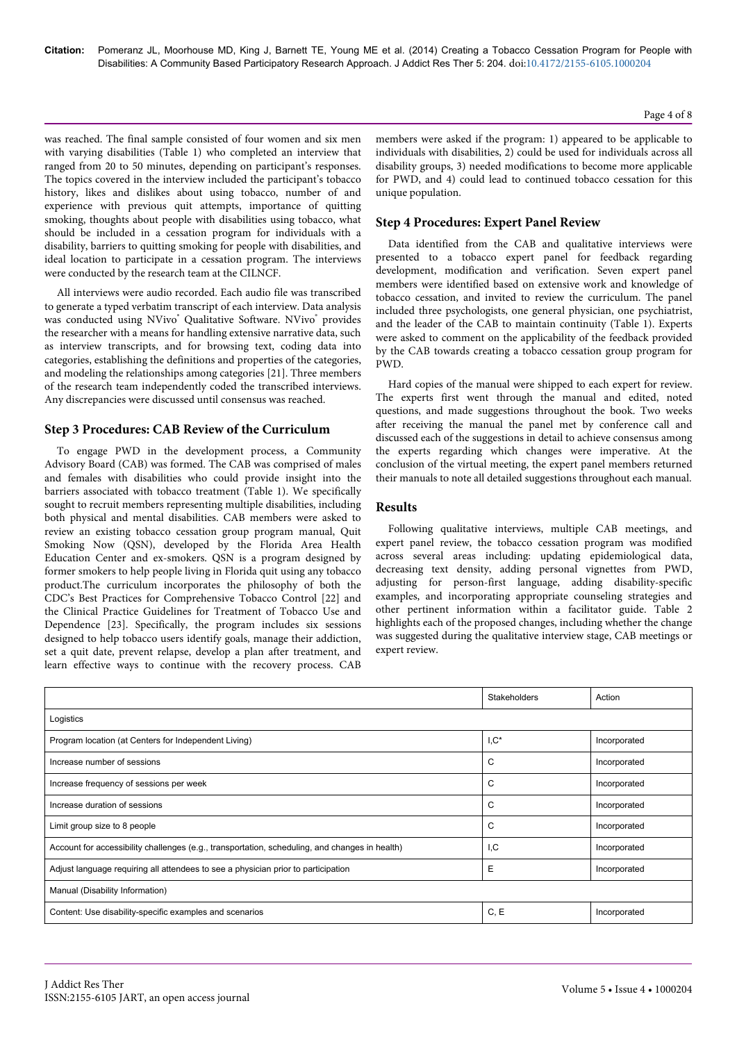was reached. The final sample consisted of four women and six men with varying disabilities (Table 1) who completed an interview that ranged from 20 to 50 minutes, depending on participant's responses. The topics covered in the interview included the participant's tobacco history, likes and dislikes about using tobacco, number of and experience with previous quit attempts, importance of quitting smoking, thoughts about people with disabilities using tobacco, what should be included in a cessation program for individuals with a disability, barriers to quitting smoking for people with disabilities, and ideal location to participate in a cessation program. The interviews were conducted by the research team at the CILNCF.

All interviews were audio recorded. Each audio file was transcribed to generate a typed verbatim transcript of each interview. Data analysis was conducted using NVivo® Qualitative Software. NVivo® provides the researcher with a means for handling extensive narrative data, such as interview transcripts, and for browsing text, coding data into categories, establishing the definitions and properties of the categories, and modeling the relationships among categories [21]. Three members of the research team independently coded the transcribed interviews. Any discrepancies were discussed until consensus was reached.

## Step 3 Procedures: CAB Review of the Curriculum

To engage PWD in the development process, a Community Advisory Board (CAB) was formed. The CAB was comprised of males and females with disabilities who could provide insight into the barriers associated with tobacco treatment (Table 1). We specifically sought to recruit members representing multiple disabilities, including both physical and mental disabilities. CAB members were asked to review an existing tobacco cessation group program manual, Quit Smoking Now (QSN), developed by the Florida Area Health Education Center and ex-smokers. QSN is a program designed by former smokers to help people living in Florida quit using any tobacco product.The curriculum incorporates the philosophy of both the CDC's Best Practices for Comprehensive Tobacco Control [22] and the Clinical Practice Guidelines for Treatment of Tobacco Use and Dependence [23]. Specifically, the program includes six sessions designed to help tobacco users identify goals, manage their addiction, set a quit date, prevent relapse, develop a plan after treatment, and learn effective ways to continue with the recovery process. CAB members were asked if the program: 1) appeared to be applicable to individuals with disabilities, 2) could be used for individuals across all disability groups, 3) needed modifications to become more applicable for PWD, and 4) could lead to continued tobacco cessation for this unique population.

## Step 4 Procedures: Expert Panel Review

Data identified from the CAB and qualitative interviews were presented to a tobacco expert panel for feedback regarding development, modification and verification. Seven expert panel members were identified based on extensive work and knowledge of tobacco cessation, and invited to review the curriculum. The panel included three psychologists, one general physician, one psychiatrist, and the leader of the CAB to maintain continuity (Table 1). Experts were asked to comment on the applicability of the feedback provided by the CAB towards creating a tobacco cessation group program for PWD.

Hard copies of the manual were shipped to each expert for review. The experts first went through the manual and edited, noted questions, and made suggestions throughout the book. Two weeks after receiving the manual the panel met by conference call and discussed each of the suggestions in detail to achieve consensus among the experts regarding which changes were imperative. At the conclusion of the virtual meeting, the expert panel members returned their manuals to note all detailed suggestions throughout each manual.

## Results

Following qualitative interviews, multiple CAB meetings, and expert panel review, the tobacco cessation program was modified across several areas including: updating epidemiological data, decreasing text density, adding personal vignettes from PWD, adjusting for person-first language, adding disability-specific examples, and incorporating appropriate counseling strategies and other pertinent information within a facilitator guide. Table 2 highlights each of the proposed changes, including whether the change was suggested during the qualitative interview stage, CAB meetings or expert review.

| | Stakeholders | Action |
|---|---|---|
| Logistics | | |
| Program location (at Centers for Independent Living) | I,C* | Incorporated |
| Increase number of sessions | C | Incorporated |
| Increase frequency of sessions per week | C | Incorporated |
| Increase duration of sessions | C | Incorporated |
| Limit group size to 8 people | C | Incorporated |
| Account for accessibility challenges (e.g., transportation, scheduling, and changes in health) | I,C | Incorporated |
| Adjust language requiring all attendees to see a physician prior to participation | E | Incorporated |
| Manual (Disability Information) | | |
| Content: Use disability-specific examples and scenarios | C, E | Incorporated |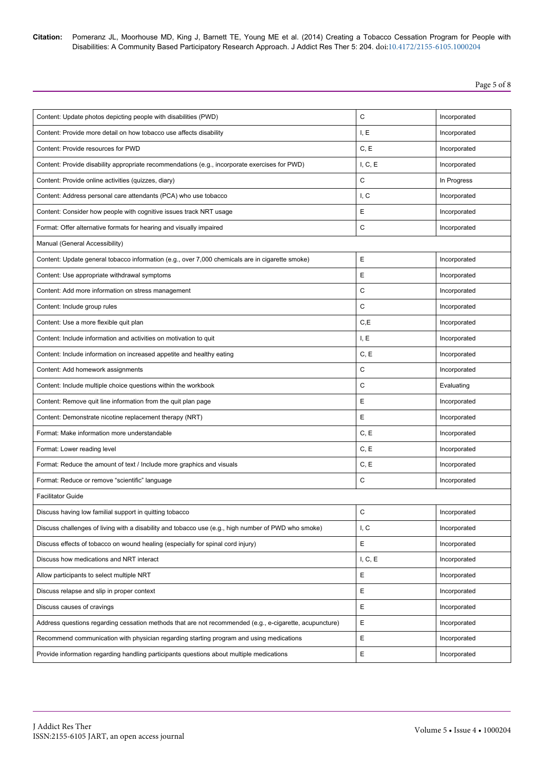| | | |
|---|---|---|
| Content: Update photos depicting people with disabilities (PWD) | C | Incorporated |
| Content: Provide more detail on how tobacco use affects disability | I, E | Incorporated |
| Content: Provide resources for PWD | C, E | Incorporated |
| Content: Provide disability appropriate recommendations (e.g., incorporate exercises for PWD) | I, C, E | Incorporated |
| Content: Provide online activities (quizzes, diary) | C | In Progress |
| Content: Address personal care attendants (PCA) who use tobacco | I, C | Incorporated |
| Content: Consider how people with cognitive issues track NRT usage | E | Incorporated |
| Format: Offer alternative formats for hearing and visually impaired | C | Incorporated |
| Manual (General Accessibility) | | |
| Content: Update general tobacco information (e.g., over 7,000 chemicals are in cigarette smoke) | E | Incorporated |
| Content: Use appropriate withdrawal symptoms | E | Incorporated |
| Content: Add more information on stress management | C | Incorporated |
| Content: Include group rules | C | Incorporated |
| Content: Use a more flexible quit plan | C,E | Incorporated |
| Content: Include information and activities on motivation to quit | I, E | Incorporated |
| Content: Include information on increased appetite and healthy eating | C, E | Incorporated |
| Content: Add homework assignments | C | Incorporated |
| Content: Include multiple choice questions within the workbook | C | Evaluating |
| Content: Remove quit line information from the quit plan page | E | Incorporated |
| Content: Demonstrate nicotine replacement therapy (NRT) | E | Incorporated |
| Format: Make information more understandable | C, E | Incorporated |
| Format: Lower reading level | C, E | Incorporated |
| Format: Reduce the amount of text / Include more graphics and visuals | C, E | Incorporated |
| Format: Reduce or remove "scientific" language | C | Incorporated |
| Facilitator Guide | | |
| Discuss having low familial support in quitting tobacco | C | Incorporated |
| Discuss challenges of living with a disability and tobacco use (e.g., high number of PWD who smoke) | I, C | Incorporated |
| Discuss effects of tobacco on wound healing (especially for spinal cord injury) | E | Incorporated |
| Discuss how medications and NRT interact | I, C, E | Incorporated |
| Allow participants to select multiple NRT | E | Incorporated |
| Discuss relapse and slip in proper context | E | Incorporated |
| Discuss causes of cravings | E | Incorporated |
| Address questions regarding cessation methods that are not recommended (e.g., e-cigarette, acupuncture) | E | Incorporated |
| Recommend communication with physician regarding starting program and using medications | E | Incorporated |
| Provide information regarding handling participants questions about multiple medications | E | Incorporated |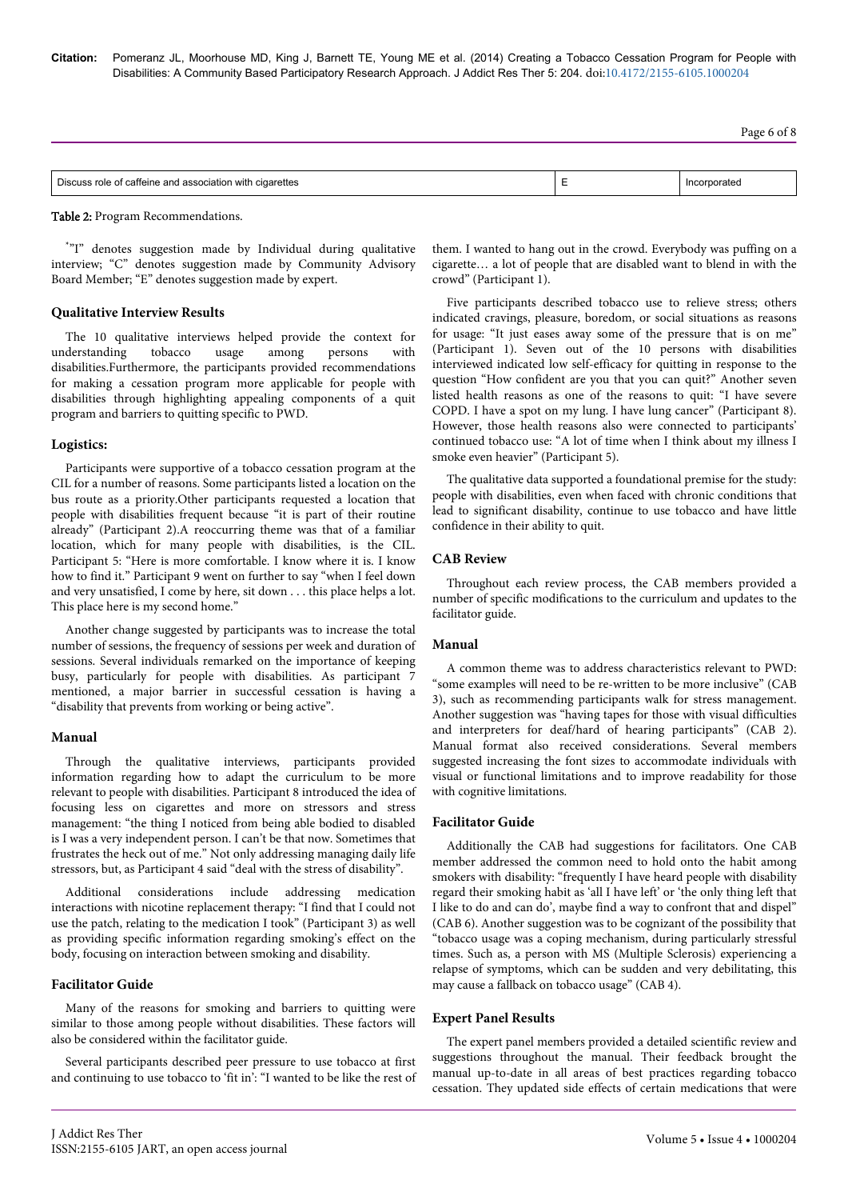| Discuss role of caffeine and association with cigarettes | E | Incorporated |
| --- | --- | --- |

**Table 2:** Program Recommendations.

*"I" denotes suggestion made by Individual during qualitative interview; "C" denotes suggestion made by Community Advisory Board Member; "E" denotes suggestion made by expert.

### Qualitative Interview Results

The 10 qualitative interviews helped provide the context for understanding tobacco usage among persons with disabilities.Furthermore, the participants provided recommendations for making a cessation program more applicable for people with disabilities through highlighting appealing components of a quit program and barriers to quitting specific to PWD.

### Logistics:

Participants were supportive of a tobacco cessation program at the CIL for a number of reasons. Some participants listed a location on the bus route as a priority.Other participants requested a location that people with disabilities frequent because "it is part of their routine already" (Participant 2).A reoccurring theme was that of a familiar location, which for many people with disabilities, is the CIL. Participant 5: "Here is more comfortable. I know where it is. I know how to find it." Participant 9 went on further to say "when I feel down and very unsatisfied, I come by here, sit down . . . this place helps a lot. This place here is my second home."

Another change suggested by participants was to increase the total number of sessions, the frequency of sessions per week and duration of sessions. Several individuals remarked on the importance of keeping busy, particularly for people with disabilities. As participant 7 mentioned, a major barrier in successful cessation is having a "disability that prevents from working or being active".

### Manual

Through the qualitative interviews, participants provided information regarding how to adapt the curriculum to be more relevant to people with disabilities. Participant 8 introduced the idea of focusing less on cigarettes and more on stressors and stress management: "the thing I noticed from being able bodied to disabled is I was a very independent person. I can't be that now. Sometimes that frustrates the heck out of me." Not only addressing managing daily life stressors, but, as Participant 4 said "deal with the stress of disability".

Additional considerations include addressing medication interactions with nicotine replacement therapy: "I find that I could not use the patch, relating to the medication I took" (Participant 3) as well as providing specific information regarding smoking's effect on the body, focusing on interaction between smoking and disability.

### Facilitator Guide

Many of the reasons for smoking and barriers to quitting were similar to those among people without disabilities. These factors will also be considered within the facilitator guide.

Several participants described peer pressure to use tobacco at first and continuing to use tobacco to 'fit in': "I wanted to be like the rest of them. I wanted to hang out in the crowd. Everybody was puffing on a cigarette… a lot of people that are disabled want to blend in with the crowd" (Participant 1).

Five participants described tobacco use to relieve stress; others indicated cravings, pleasure, boredom, or social situations as reasons for usage: "It just eases away some of the pressure that is on me" (Participant 1). Seven out of the 10 persons with disabilities interviewed indicated low self-efficacy for quitting in response to the question "How confident are you that you can quit?" Another seven listed health reasons as one of the reasons to quit: "I have severe COPD. I have a spot on my lung. I have lung cancer" (Participant 8). However, those health reasons also were connected to participants' continued tobacco use: "A lot of time when I think about my illness I smoke even heavier" (Participant 5).

The qualitative data supported a foundational premise for the study: people with disabilities, even when faced with chronic conditions that lead to significant disability, continue to use tobacco and have little confidence in their ability to quit.

### CAB Review

Throughout each review process, the CAB members provided a number of specific modifications to the curriculum and updates to the facilitator guide.

### Manual

A common theme was to address characteristics relevant to PWD: "some examples will need to be re-written to be more inclusive" (CAB 3), such as recommending participants walk for stress management. Another suggestion was "having tapes for those with visual difficulties and interpreters for deaf/hard of hearing participants" (CAB 2). Manual format also received considerations. Several members suggested increasing the font sizes to accommodate individuals with visual or functional limitations and to improve readability for those with cognitive limitations.

### Facilitator Guide

Additionally the CAB had suggestions for facilitators. One CAB member addressed the common need to hold onto the habit among smokers with disability: "frequently I have heard people with disability regard their smoking habit as 'all I have left' or 'the only thing left that I like to do and can do', maybe find a way to confront that and dispel" (CAB 6). Another suggestion was to be cognizant of the possibility that "tobacco usage was a coping mechanism, during particularly stressful times. Such as, a person with MS (Multiple Sclerosis) experiencing a relapse of symptoms, which can be sudden and very debilitating, this may cause a fallback on tobacco usage" (CAB 4).

### Expert Panel Results

The expert panel members provided a detailed scientific review and suggestions throughout the manual. Their feedback brought the manual up-to-date in all areas of best practices regarding tobacco cessation. They updated side effects of certain medications that were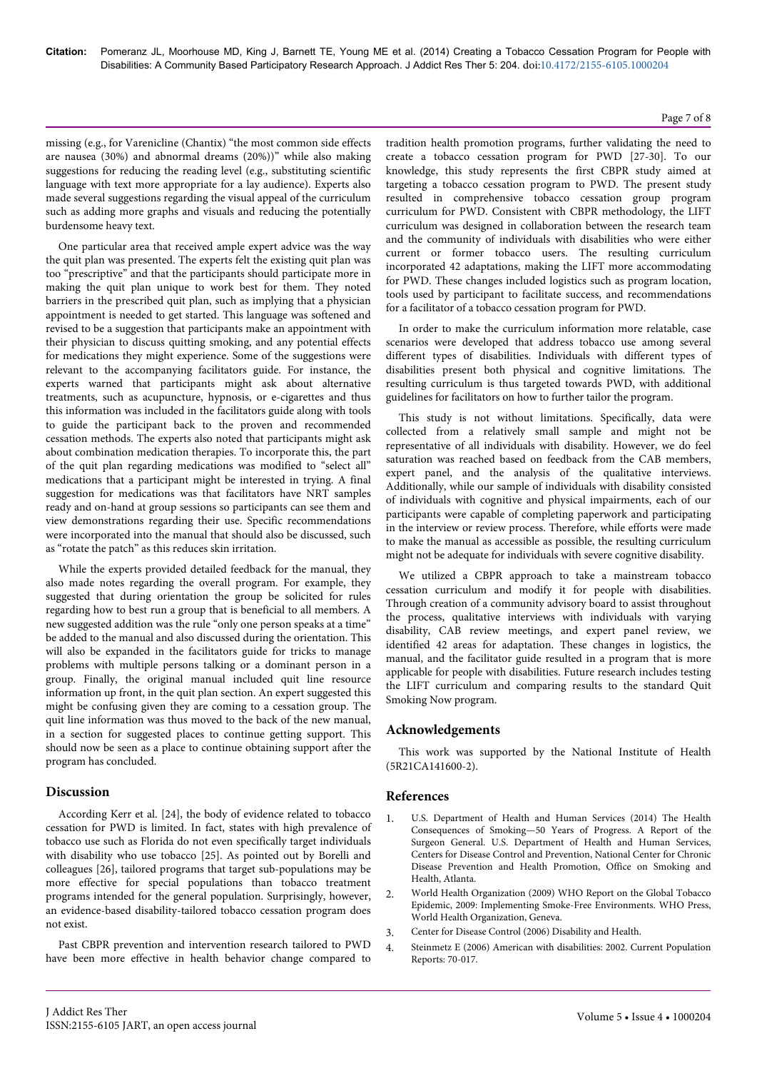missing (e.g., for Varenicline (Chantix) "the most common side effects are nausea (30%) and abnormal dreams (20%))" while also making suggestions for reducing the reading level (e.g., substituting scientific language with text more appropriate for a lay audience). Experts also made several suggestions regarding the visual appeal of the curriculum such as adding more graphs and visuals and reducing the potentially burdensome heavy text.

One particular area that received ample expert advice was the way the quit plan was presented. The experts felt the existing quit plan was too "prescriptive" and that the participants should participate more in making the quit plan unique to work best for them. They noted barriers in the prescribed quit plan, such as implying that a physician appointment is needed to get started. This language was softened and revised to be a suggestion that participants make an appointment with their physician to discuss quitting smoking, and any potential effects for medications they might experience. Some of the suggestions were relevant to the accompanying facilitators guide. For instance, the experts warned that participants might ask about alternative treatments, such as acupuncture, hypnosis, or e-cigarettes and thus this information was included in the facilitators guide along with tools to guide the participant back to the proven and recommended cessation methods. The experts also noted that participants might ask about combination medication therapies. To incorporate this, the part of the quit plan regarding medications was modified to "select all" medications that a participant might be interested in trying. A final suggestion for medications was that facilitators have NRT samples ready and on-hand at group sessions so participants can see them and view demonstrations regarding their use. Specific recommendations were incorporated into the manual that should also be discussed, such as "rotate the patch" as this reduces skin irritation.

While the experts provided detailed feedback for the manual, they also made notes regarding the overall program. For example, they suggested that during orientation the group be solicited for rules regarding how to best run a group that is beneficial to all members. A new suggested addition was the rule "only one person speaks at a time" be added to the manual and also discussed during the orientation. This will also be expanded in the facilitators guide for tricks to manage problems with multiple persons talking or a dominant person in a group. Finally, the original manual included quit line resource information up front, in the quit plan section. An expert suggested this might be confusing given they are coming to a cessation group. The quit line information was thus moved to the back of the new manual, in a section for suggested places to continue getting support. This should now be seen as a place to continue obtaining support after the program has concluded.

## Discussion

According Kerr et al. [24], the body of evidence related to tobacco cessation for PWD is limited. In fact, states with high prevalence of tobacco use such as Florida do not even specifically target individuals with disability who use tobacco [25]. As pointed out by Borelli and colleagues [26], tailored programs that target sub-populations may be more effective for special populations than tobacco treatment programs intended for the general population. Surprisingly, however, an evidence-based disability-tailored tobacco cessation program does not exist.

Past CBPR prevention and intervention research tailored to PWD have been more effective in health behavior change compared to tradition health promotion programs, further validating the need to create a tobacco cessation program for PWD [27-30]. To our knowledge, this study represents the first CBPR study aimed at targeting a tobacco cessation program to PWD. The present study resulted in comprehensive tobacco cessation group program curriculum for PWD. Consistent with CBPR methodology, the LIFT curriculum was designed in collaboration between the research team and the community of individuals with disabilities who were either current or former tobacco users. The resulting curriculum incorporated 42 adaptations, making the LIFT more accommodating for PWD. These changes included logistics such as program location, tools used by participant to facilitate success, and recommendations for a facilitator of a tobacco cessation program for PWD.

In order to make the curriculum information more relatable, case scenarios were developed that address tobacco use among several different types of disabilities. Individuals with different types of disabilities present both physical and cognitive limitations. The resulting curriculum is thus targeted towards PWD, with additional guidelines for facilitators on how to further tailor the program.

This study is not without limitations. Specifically, data were collected from a relatively small sample and might not be representative of all individuals with disability. However, we do feel saturation was reached based on feedback from the CAB members, expert panel, and the analysis of the qualitative interviews. Additionally, while our sample of individuals with disability consisted of individuals with cognitive and physical impairments, each of our participants were capable of completing paperwork and participating in the interview or review process. Therefore, while efforts were made to make the manual as accessible as possible, the resulting curriculum might not be adequate for individuals with severe cognitive disability.

We utilized a CBPR approach to take a mainstream tobacco cessation curriculum and modify it for people with disabilities. Through creation of a community advisory board to assist throughout the process, qualitative interviews with individuals with varying disability, CAB review meetings, and expert panel review, we identified 42 areas for adaptation. These changes in logistics, the manual, and the facilitator guide resulted in a program that is more applicable for people with disabilities. Future research includes testing the LIFT curriculum and comparing results to the standard Quit Smoking Now program.

## Acknowledgements

This work was supported by the National Institute of Health (5R21CA141600-2).

## References

1. U.S. Department of Health and Human Services (2014) The Health Consequences of Smoking—50 Years of Progress. A Report of the Surgeon General. U.S. Department of Health and Human Services, Centers for Disease Control and Prevention, National Center for Chronic Disease Prevention and Health Promotion, Office on Smoking and Health, Atlanta.
2. World Health Organization (2009) WHO Report on the Global Tobacco Epidemic, 2009: Implementing Smoke-Free Environments. WHO Press, World Health Organization, Geneva.
3. Center for Disease Control (2006) Disability and Health.
4. Steinmetz E (2006) American with disabilities: 2002. Current Population Reports: 70-017.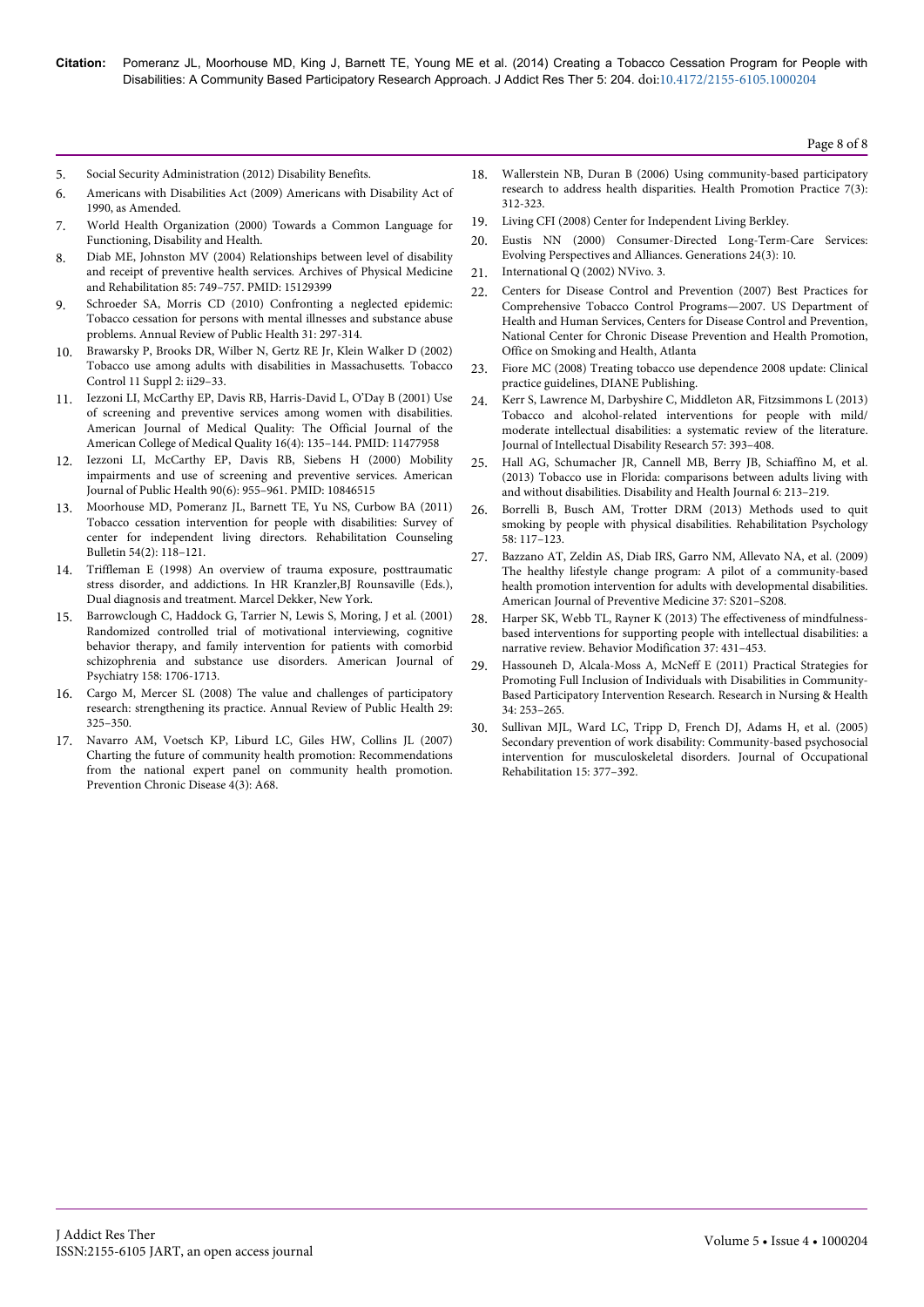5. Social Security Administration (2012) Disability Benefits.
6. Americans with Disabilities Act (2009) Americans with Disability Act of 1990, as Amended.
7. World Health Organization (2000) Towards a Common Language for Functioning, Disability and Health.
8. Diab ME, Johnston MV (2004) Relationships between level of disability and receipt of preventive health services. Archives of Physical Medicine and Rehabilitation 85: 749–757. PMID: 15129399
9. Schroeder SA, Morris CD (2010) Confronting a neglected epidemic: Tobacco cessation for persons with mental illnesses and substance abuse problems. Annual Review of Public Health 31: 297-314.
10. Brawarsky P, Brooks DR, Wilber N, Gertz RE Jr, Klein Walker D (2002) Tobacco use among adults with disabilities in Massachusetts. Tobacco Control 11 Suppl 2: ii29–33.
11. Iezzoni LI, McCarthy EP, Davis RB, Harris-David L, O'Day B (2001) Use of screening and preventive services among women with disabilities. American Journal of Medical Quality: The Official Journal of the American College of Medical Quality 16(4): 135–144. PMID: 11477958
12. Iezzoni LI, McCarthy EP, Davis RB, Siebens H (2000) Mobility impairments and use of screening and preventive services. American Journal of Public Health 90(6): 955–961. PMID: 10846515
13. Moorhouse MD, Pomeranz JL, Barnett TE, Yu NS, Curbow BA (2011) Tobacco cessation intervention for people with disabilities: Survey of center for independent living directors. Rehabilitation Counseling Bulletin 54(2): 118–121.
14. Triffleman E (1998) An overview of trauma exposure, posttraumatic stress disorder, and addictions. In HR Kranzler,BJ Rounsaville (Eds.), Dual diagnosis and treatment. Marcel Dekker, New York.
15. Barrowclough C, Haddock G, Tarrier N, Lewis S, Moring, J et al. (2001) Randomized controlled trial of motivational interviewing, cognitive behavior therapy, and family intervention for patients with comorbid schizophrenia and substance use disorders. American Journal of Psychiatry 158: 1706-1713.
16. Cargo M, Mercer SL (2008) The value and challenges of participatory research: strengthening its practice. Annual Review of Public Health 29: 325–350.
17. Navarro AM, Voetsch KP, Liburd LC, Giles HW, Collins JL (2007) Charting the future of community health promotion: Recommendations from the national expert panel on community health promotion. Prevention Chronic Disease 4(3): A68.
18. Wallerstein NB, Duran B (2006) Using community-based participatory research to address health disparities. Health Promotion Practice 7(3): 312-323.
19. Living CFI (2008) Center for Independent Living Berkley.
20. Eustis NN (2000) Consumer-Directed Long-Term-Care Services: Evolving Perspectives and Alliances. Generations 24(3): 10.
21. International Q (2002) NVivo. 3.
22. Centers for Disease Control and Prevention (2007) Best Practices for Comprehensive Tobacco Control Programs—2007. US Department of Health and Human Services, Centers for Disease Control and Prevention, National Center for Chronic Disease Prevention and Health Promotion, Office on Smoking and Health, Atlanta
23. Fiore MC (2008) Treating tobacco use dependence 2008 update: Clinical practice guidelines, DIANE Publishing.
24. Kerr S, Lawrence M, Darbyshire C, Middleton AR, Fitzsimmons L (2013) Tobacco and alcohol-related interventions for people with mild/moderate intellectual disabilities: a systematic review of the literature. Journal of Intellectual Disability Research 57: 393–408.
25. Hall AG, Schumacher JR, Cannell MB, Berry JB, Schiaffino M, et al. (2013) Tobacco use in Florida: comparisons between adults living with and without disabilities. Disability and Health Journal 6: 213–219.
26. Borrelli B, Busch AM, Trotter DRM (2013) Methods used to quit smoking by people with physical disabilities. Rehabilitation Psychology 58: 117–123.
27. Bazzano AT, Zeldin AS, Diab IRS, Garro NM, Allevato NA, et al. (2009) The healthy lifestyle change program: A pilot of a community-based health promotion intervention for adults with developmental disabilities. American Journal of Preventive Medicine 37: S201–S208.
28. Harper SK, Webb TL, Rayner K (2013) The effectiveness of mindfulness-based interventions for supporting people with intellectual disabilities: a narrative review. Behavior Modification 37: 431–453.
29. Hassouneh D, Alcala-Moss A, McNeff E (2011) Practical Strategies for Promoting Full Inclusion of Individuals with Disabilities in Community-Based Participatory Intervention Research. Research in Nursing & Health 34: 253–265.
30. Sullivan MJL, Ward LC, Tripp D, French DJ, Adams H, et al. (2005) Secondary prevention of work disability: Community-based psychosocial intervention for musculoskeletal disorders. Journal of Occupational Rehabilitation 15: 377–392.